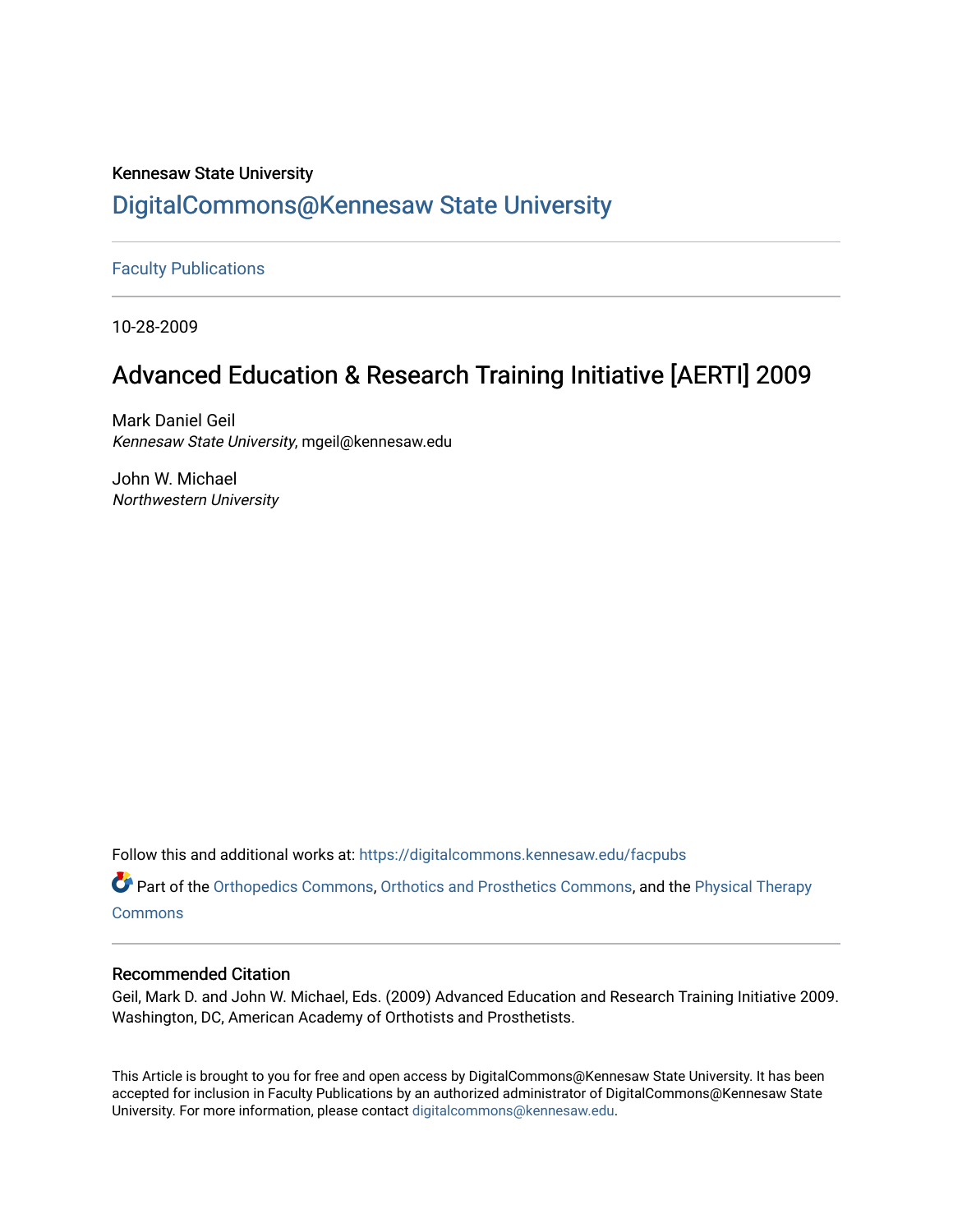Kennesaw State University

# DigitalCommons@Kennesaw State University

Faculty Publications

10-28-2009

# Advanced Education & Research Training Initiative [AERTI] 2009

Mark Daniel Geil
*Kennesaw State University*, mgeil@kennesaw.edu

John W. Michael
*Northwestern University*

Follow this and additional works at: https://digitalcommons.kennesaw.edu/facpubs

Part of the Orthopedics Commons, Orthotics and Prosthetics Commons, and the Physical Therapy Commons

## Recommended Citation

Geil, Mark D. and John W. Michael, Eds. (2009) Advanced Education and Research Training Initiative 2009. Washington, DC, American Academy of Orthotists and Prosthetists.

This Article is brought to you for free and open access by DigitalCommons@Kennesaw State University. It has been accepted for inclusion in Faculty Publications by an authorized administrator of DigitalCommons@Kennesaw State University. For more information, please contact digitalcommons@kennesaw.edu.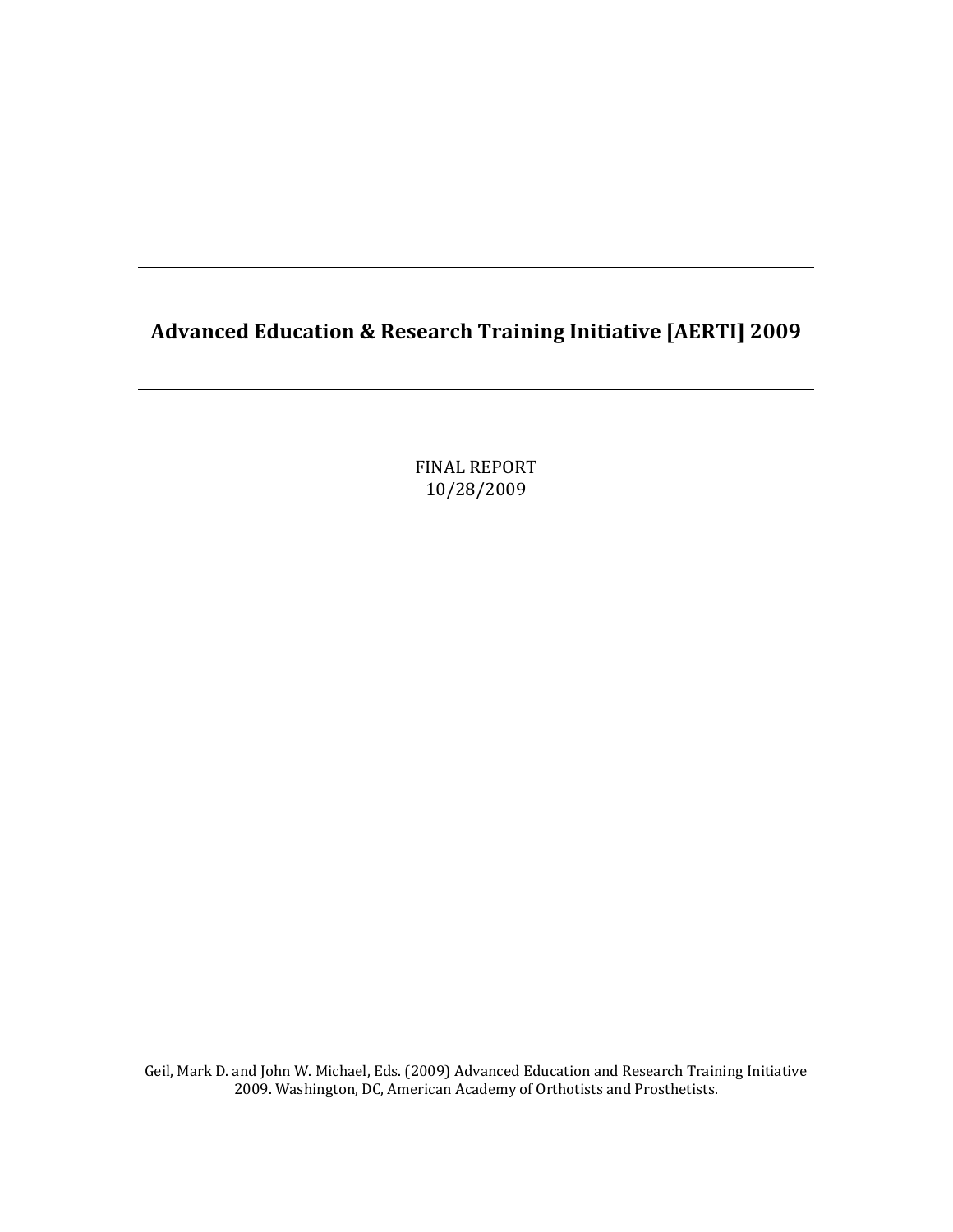# Advanced Education & Research Training Initiative [AERTI] 2009

FINAL REPORT
10/28/2009

Geil, Mark D. and John W. Michael, Eds. (2009) Advanced Education and Research Training Initiative 2009. Washington, DC, American Academy of Orthotists and Prosthetists.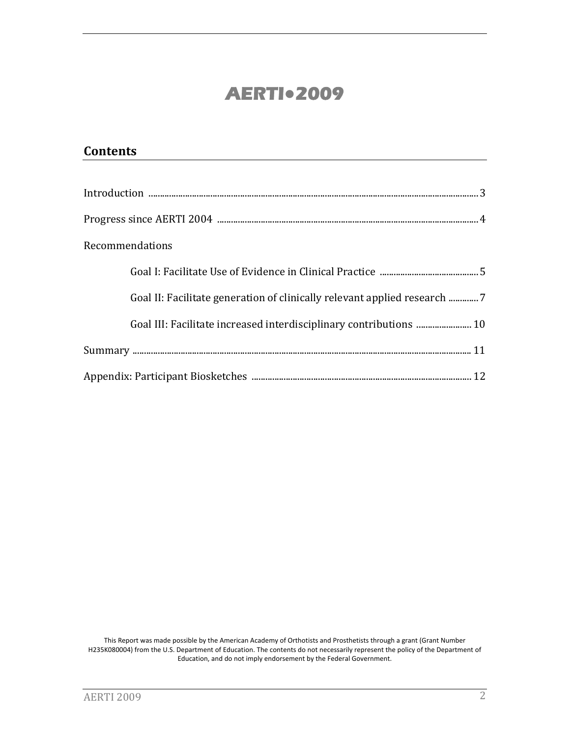# AERTI•2009

## Contents

Introduction ........................................................................................................................ 3

Progress since AERTI 2004 ............................................................................................ 4

Recommendations

- Goal I: Facilitate Use of Evidence in Clinical Practice ........................................ 5
- Goal II: Facilitate generation of clinically relevant applied research ............ 7
- Goal III: Facilitate increased interdisciplinary contributions ...................... 10

Summary ............................................................................................................................ 11

Appendix: Participant Biosketches ............................................................................ 12

This Report was made possible by the American Academy of Orthotists and Prosthetists through a grant (Grant Number H235K080004) from the U.S. Department of Education. The contents do not necessarily represent the policy of the Department of Education, and do not imply endorsement by the Federal Government.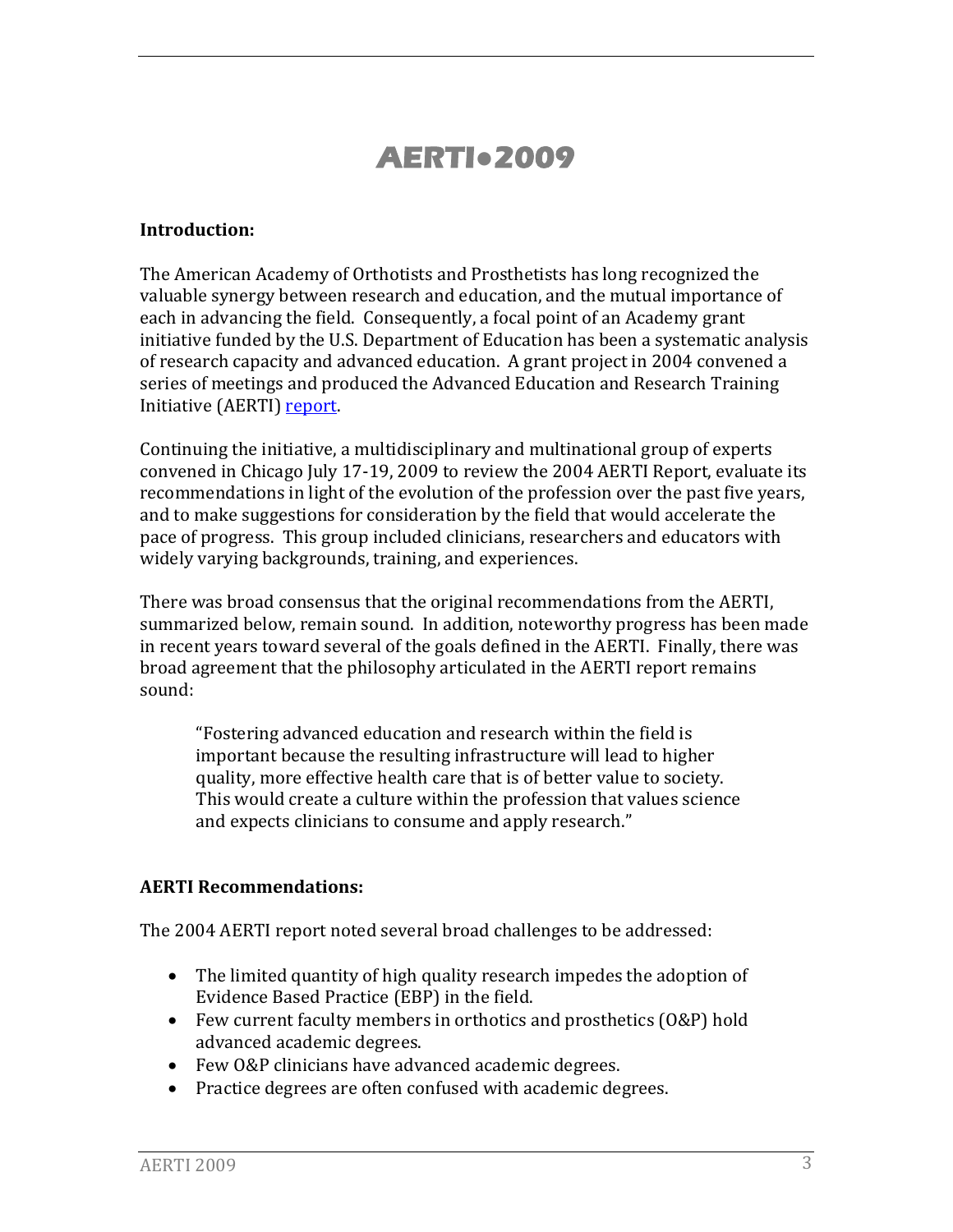# AERTI•2009

**Introduction:**

The American Academy of Orthotists and Prosthetists has long recognized the valuable synergy between research and education, and the mutual importance of each in advancing the field. Consequently, a focal point of an Academy grant initiative funded by the U.S. Department of Education has been a systematic analysis of research capacity and advanced education. A grant project in 2004 convened a series of meetings and produced the Advanced Education and Research Training Initiative (AERTI) report.

Continuing the initiative, a multidisciplinary and multinational group of experts convened in Chicago July 17-19, 2009 to review the 2004 AERTI Report, evaluate its recommendations in light of the evolution of the profession over the past five years, and to make suggestions for consideration by the field that would accelerate the pace of progress. This group included clinicians, researchers and educators with widely varying backgrounds, training, and experiences.

There was broad consensus that the original recommendations from the AERTI, summarized below, remain sound. In addition, noteworthy progress has been made in recent years toward several of the goals defined in the AERTI. Finally, there was broad agreement that the philosophy articulated in the AERTI report remains sound:

> "Fostering advanced education and research within the field is important because the resulting infrastructure will lead to higher quality, more effective health care that is of better value to society. This would create a culture within the profession that values science and expects clinicians to consume and apply research."

**AERTI Recommendations:**

The 2004 AERTI report noted several broad challenges to be addressed:

- The limited quantity of high quality research impedes the adoption of Evidence Based Practice (EBP) in the field.
- Few current faculty members in orthotics and prosthetics (O&P) hold advanced academic degrees.
- Few O&P clinicians have advanced academic degrees.
- Practice degrees are often confused with academic degrees.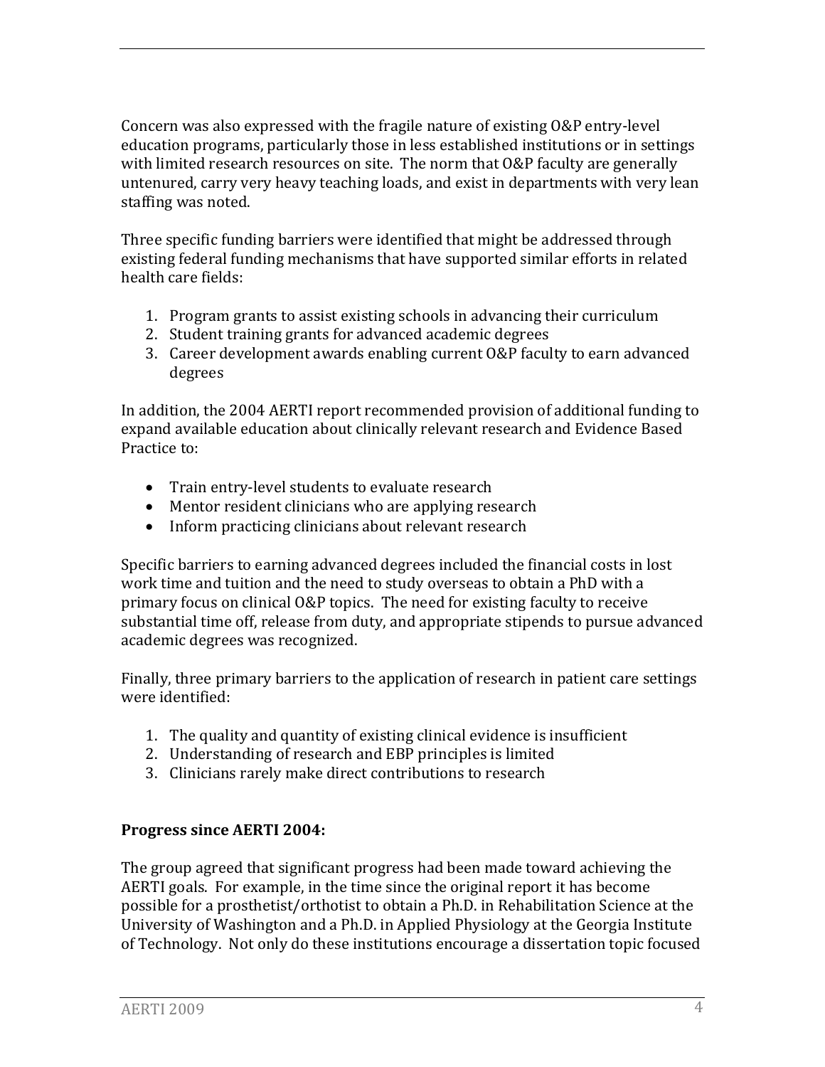Concern was also expressed with the fragile nature of existing O&P entry-level education programs, particularly those in less established institutions or in settings with limited research resources on site. The norm that O&P faculty are generally untenured, carry very heavy teaching loads, and exist in departments with very lean staffing was noted.

Three specific funding barriers were identified that might be addressed through existing federal funding mechanisms that have supported similar efforts in related health care fields:

1. Program grants to assist existing schools in advancing their curriculum
2. Student training grants for advanced academic degrees
3. Career development awards enabling current O&P faculty to earn advanced degrees

In addition, the 2004 AERTI report recommended provision of additional funding to expand available education about clinically relevant research and Evidence Based Practice to:

- Train entry-level students to evaluate research
- Mentor resident clinicians who are applying research
- Inform practicing clinicians about relevant research

Specific barriers to earning advanced degrees included the financial costs in lost work time and tuition and the need to study overseas to obtain a PhD with a primary focus on clinical O&P topics. The need for existing faculty to receive substantial time off, release from duty, and appropriate stipends to pursue advanced academic degrees was recognized.

Finally, three primary barriers to the application of research in patient care settings were identified:

1. The quality and quantity of existing clinical evidence is insufficient
2. Understanding of research and EBP principles is limited
3. Clinicians rarely make direct contributions to research

**Progress since AERTI 2004:**

The group agreed that significant progress had been made toward achieving the AERTI goals. For example, in the time since the original report it has become possible for a prosthetist/orthotist to obtain a Ph.D. in Rehabilitation Science at the University of Washington and a Ph.D. in Applied Physiology at the Georgia Institute of Technology. Not only do these institutions encourage a dissertation topic focused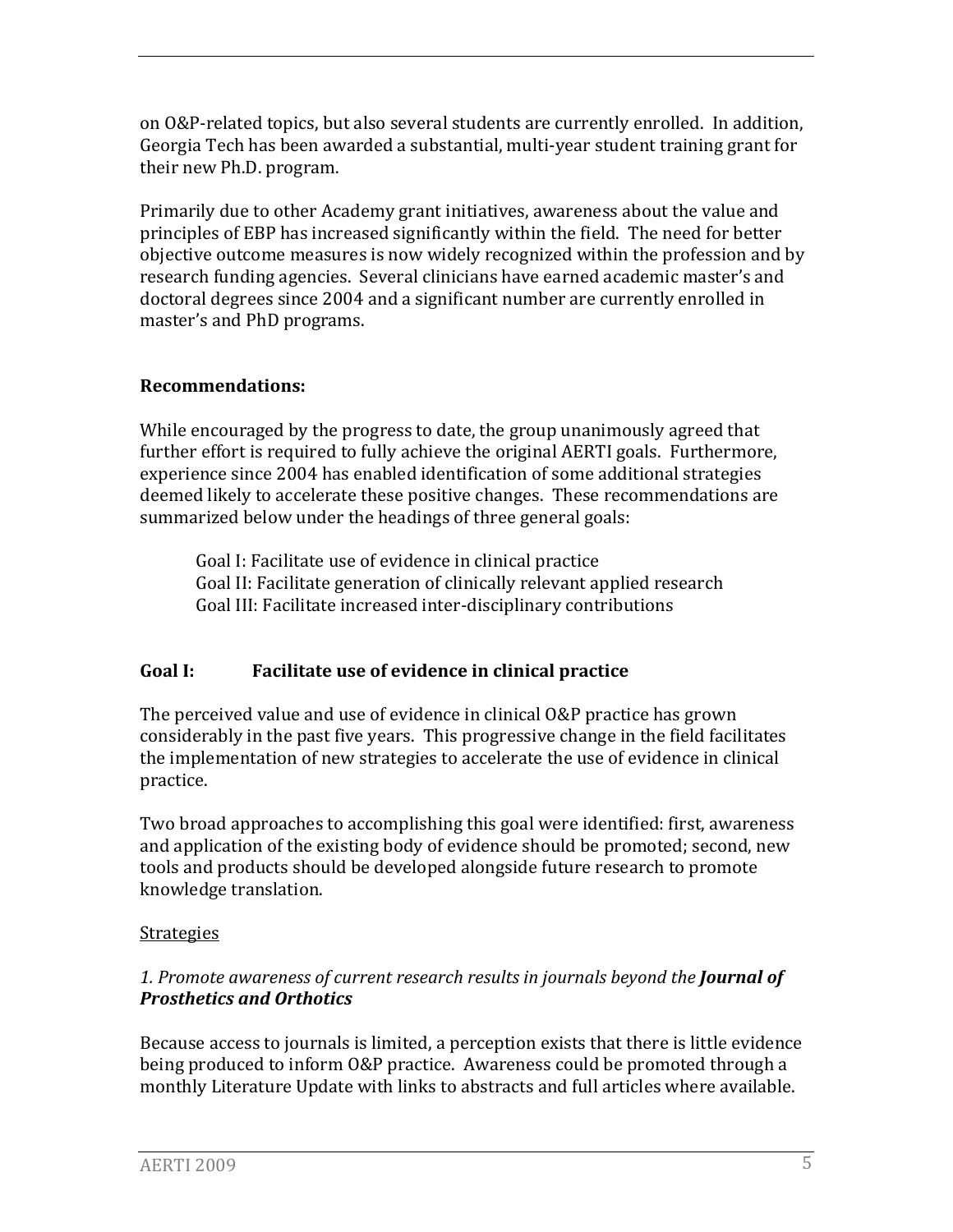on O&P-related topics, but also several students are currently enrolled. In addition, Georgia Tech has been awarded a substantial, multi-year student training grant for their new Ph.D. program.

Primarily due to other Academy grant initiatives, awareness about the value and principles of EBP has increased significantly within the field. The need for better objective outcome measures is now widely recognized within the profession and by research funding agencies. Several clinicians have earned academic master's and doctoral degrees since 2004 and a significant number are currently enrolled in master's and PhD programs.

**Recommendations:**

While encouraged by the progress to date, the group unanimously agreed that further effort is required to fully achieve the original AERTI goals. Furthermore, experience since 2004 has enabled identification of some additional strategies deemed likely to accelerate these positive changes. These recommendations are summarized below under the headings of three general goals:

Goal I: Facilitate use of evidence in clinical practice
Goal II: Facilitate generation of clinically relevant applied research
Goal III: Facilitate increased inter-disciplinary contributions

## Goal I: Facilitate use of evidence in clinical practice

The perceived value and use of evidence in clinical O&P practice has grown considerably in the past five years. This progressive change in the field facilitates the implementation of new strategies to accelerate the use of evidence in clinical practice.

Two broad approaches to accomplishing this goal were identified: first, awareness and application of the existing body of evidence should be promoted; second, new tools and products should be developed alongside future research to promote knowledge translation.

Strategies

*1. Promote awareness of current research results in journals beyond the* ***Journal of Prosthetics and Orthotics***

Because access to journals is limited, a perception exists that there is little evidence being produced to inform O&P practice. Awareness could be promoted through a monthly Literature Update with links to abstracts and full articles where available.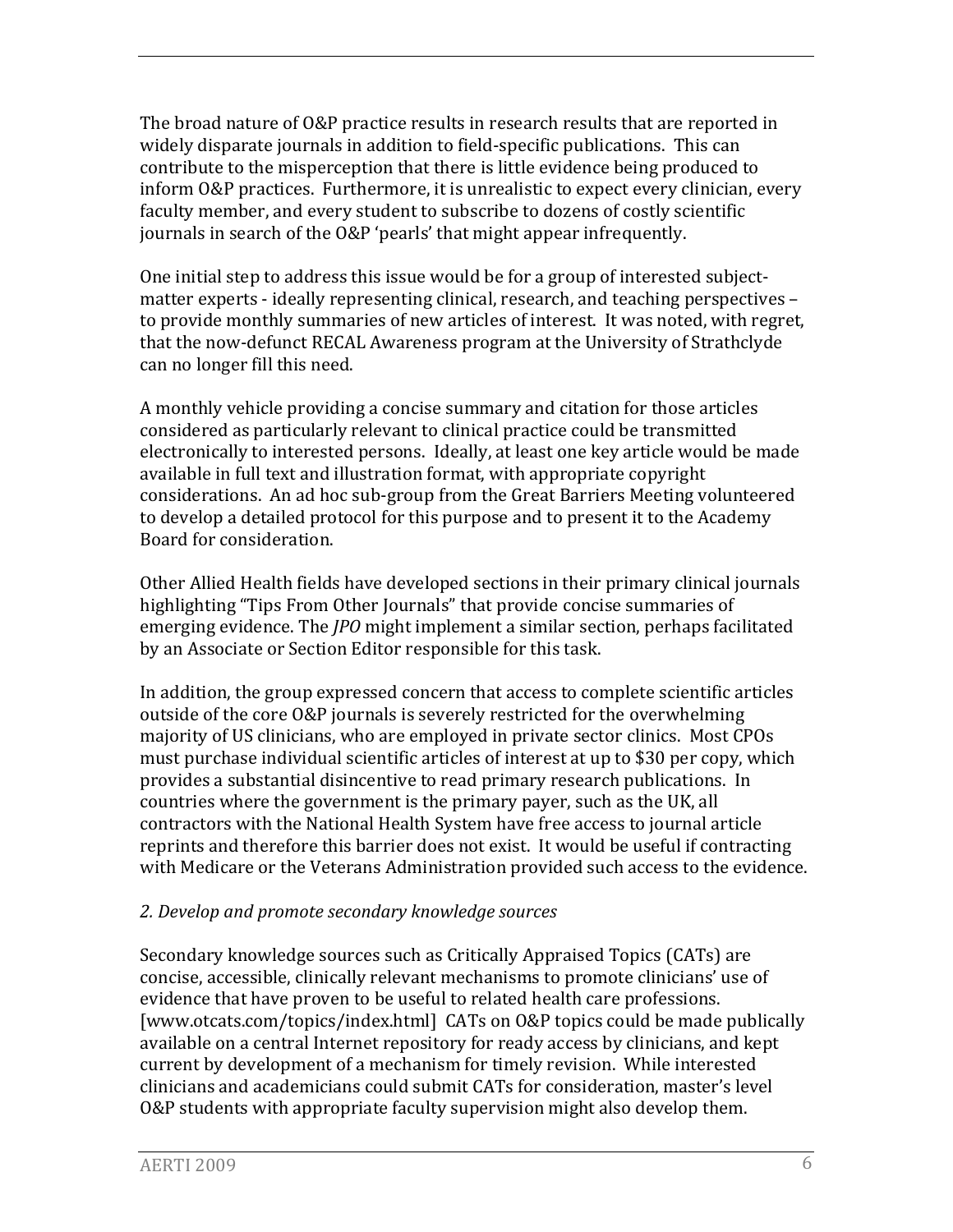The broad nature of O&P practice results in research results that are reported in widely disparate journals in addition to field-specific publications. This can contribute to the misperception that there is little evidence being produced to inform O&P practices. Furthermore, it is unrealistic to expect every clinician, every faculty member, and every student to subscribe to dozens of costly scientific journals in search of the O&P 'pearls' that might appear infrequently.

One initial step to address this issue would be for a group of interested subject-matter experts - ideally representing clinical, research, and teaching perspectives – to provide monthly summaries of new articles of interest. It was noted, with regret, that the now-defunct RECAL Awareness program at the University of Strathclyde can no longer fill this need.

A monthly vehicle providing a concise summary and citation for those articles considered as particularly relevant to clinical practice could be transmitted electronically to interested persons. Ideally, at least one key article would be made available in full text and illustration format, with appropriate copyright considerations. An ad hoc sub-group from the Great Barriers Meeting volunteered to develop a detailed protocol for this purpose and to present it to the Academy Board for consideration.

Other Allied Health fields have developed sections in their primary clinical journals highlighting "Tips From Other Journals" that provide concise summaries of emerging evidence. The *JPO* might implement a similar section, perhaps facilitated by an Associate or Section Editor responsible for this task.

In addition, the group expressed concern that access to complete scientific articles outside of the core O&P journals is severely restricted for the overwhelming majority of US clinicians, who are employed in private sector clinics. Most CPOs must purchase individual scientific articles of interest at up to $30 per copy, which provides a substantial disincentive to read primary research publications. In countries where the government is the primary payer, such as the UK, all contractors with the National Health System have free access to journal article reprints and therefore this barrier does not exist. It would be useful if contracting with Medicare or the Veterans Administration provided such access to the evidence.

*2. Develop and promote secondary knowledge sources*

Secondary knowledge sources such as Critically Appraised Topics (CATs) are concise, accessible, clinically relevant mechanisms to promote clinicians' use of evidence that have proven to be useful to related health care professions. [www.otcats.com/topics/index.html] CATs on O&P topics could be made publically available on a central Internet repository for ready access by clinicians, and kept current by development of a mechanism for timely revision. While interested clinicians and academicians could submit CATs for consideration, master's level O&P students with appropriate faculty supervision might also develop them.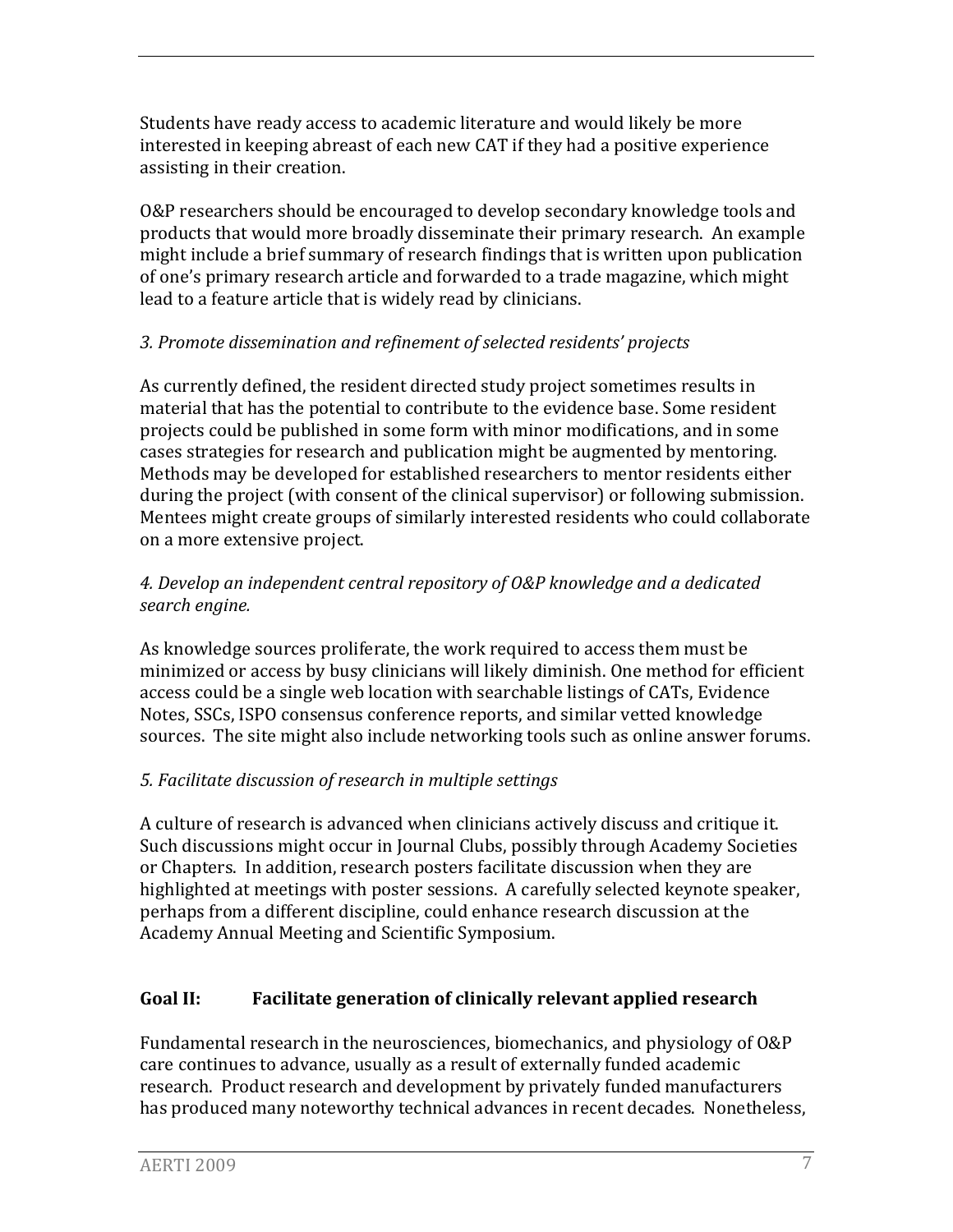Students have ready access to academic literature and would likely be more interested in keeping abreast of each new CAT if they had a positive experience assisting in their creation.

O&P researchers should be encouraged to develop secondary knowledge tools and products that would more broadly disseminate their primary research. An example might include a brief summary of research findings that is written upon publication of one's primary research article and forwarded to a trade magazine, which might lead to a feature article that is widely read by clinicians.

*3. Promote dissemination and refinement of selected residents' projects*

As currently defined, the resident directed study project sometimes results in material that has the potential to contribute to the evidence base. Some resident projects could be published in some form with minor modifications, and in some cases strategies for research and publication might be augmented by mentoring. Methods may be developed for established researchers to mentor residents either during the project (with consent of the clinical supervisor) or following submission. Mentees might create groups of similarly interested residents who could collaborate on a more extensive project.

*4. Develop an independent central repository of O&P knowledge and a dedicated search engine.*

As knowledge sources proliferate, the work required to access them must be minimized or access by busy clinicians will likely diminish. One method for efficient access could be a single web location with searchable listings of CATs, Evidence Notes, SSCs, ISPO consensus conference reports, and similar vetted knowledge sources. The site might also include networking tools such as online answer forums.

*5. Facilitate discussion of research in multiple settings*

A culture of research is advanced when clinicians actively discuss and critique it. Such discussions might occur in Journal Clubs, possibly through Academy Societies or Chapters. In addition, research posters facilitate discussion when they are highlighted at meetings with poster sessions. A carefully selected keynote speaker, perhaps from a different discipline, could enhance research discussion at the Academy Annual Meeting and Scientific Symposium.

## Goal II: Facilitate generation of clinically relevant applied research

Fundamental research in the neurosciences, biomechanics, and physiology of O&P care continues to advance, usually as a result of externally funded academic research. Product research and development by privately funded manufacturers has produced many noteworthy technical advances in recent decades. Nonetheless,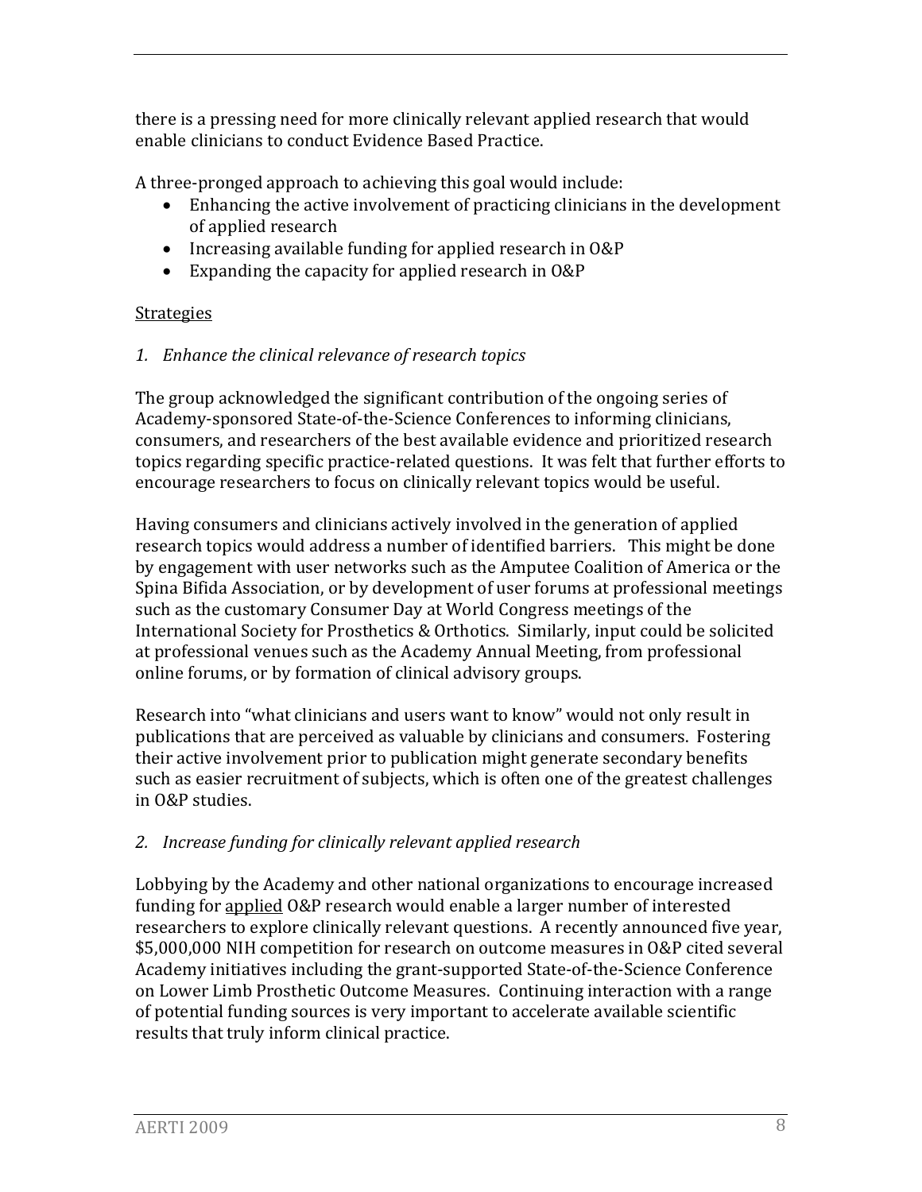there is a pressing need for more clinically relevant applied research that would enable clinicians to conduct Evidence Based Practice.

A three-pronged approach to achieving this goal would include:

- Enhancing the active involvement of practicing clinicians in the development of applied research
- Increasing available funding for applied research in O&P
- Expanding the capacity for applied research in O&P

<u>Strategies</u>

*1. Enhance the clinical relevance of research topics*

The group acknowledged the significant contribution of the ongoing series of Academy-sponsored State-of-the-Science Conferences to informing clinicians, consumers, and researchers of the best available evidence and prioritized research topics regarding specific practice-related questions. It was felt that further efforts to encourage researchers to focus on clinically relevant topics would be useful.

Having consumers and clinicians actively involved in the generation of applied research topics would address a number of identified barriers. This might be done by engagement with user networks such as the Amputee Coalition of America or the Spina Bifida Association, or by development of user forums at professional meetings such as the customary Consumer Day at World Congress meetings of the International Society for Prosthetics & Orthotics. Similarly, input could be solicited at professional venues such as the Academy Annual Meeting, from professional online forums, or by formation of clinical advisory groups.

Research into "what clinicians and users want to know" would not only result in publications that are perceived as valuable by clinicians and consumers. Fostering their active involvement prior to publication might generate secondary benefits such as easier recruitment of subjects, which is often one of the greatest challenges in O&P studies.

*2. Increase funding for clinically relevant applied research*

Lobbying by the Academy and other national organizations to encourage increased funding for <u>applied</u> O&P research would enable a larger number of interested researchers to explore clinically relevant questions. A recently announced five year, $5,000,000 NIH competition for research on outcome measures in O&P cited several Academy initiatives including the grant-supported State-of-the-Science Conference on Lower Limb Prosthetic Outcome Measures. Continuing interaction with a range of potential funding sources is very important to accelerate available scientific results that truly inform clinical practice.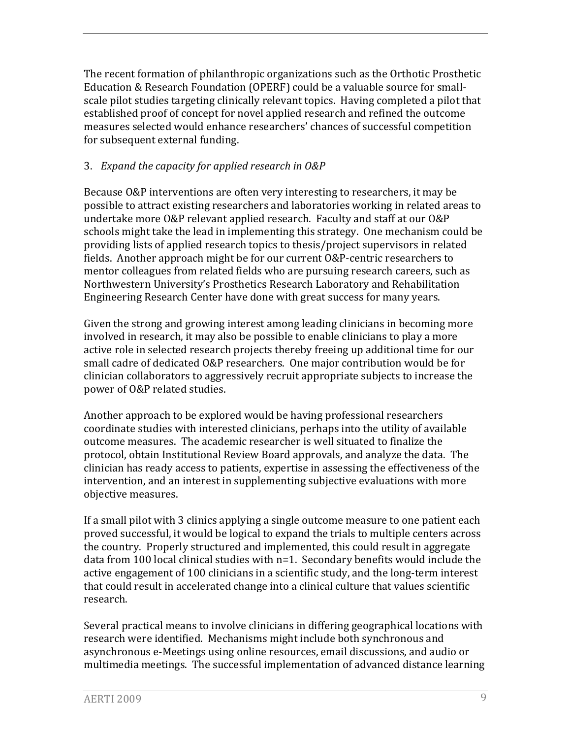The recent formation of philanthropic organizations such as the Orthotic Prosthetic Education & Research Foundation (OPERF) could be a valuable source for small-scale pilot studies targeting clinically relevant topics. Having completed a pilot that established proof of concept for novel applied research and refined the outcome measures selected would enhance researchers' chances of successful competition for subsequent external funding.

3. *Expand the capacity for applied research in O&P*

Because O&P interventions are often very interesting to researchers, it may be possible to attract existing researchers and laboratories working in related areas to undertake more O&P relevant applied research. Faculty and staff at our O&P schools might take the lead in implementing this strategy. One mechanism could be providing lists of applied research topics to thesis/project supervisors in related fields. Another approach might be for our current O&P-centric researchers to mentor colleagues from related fields who are pursuing research careers, such as Northwestern University's Prosthetics Research Laboratory and Rehabilitation Engineering Research Center have done with great success for many years.

Given the strong and growing interest among leading clinicians in becoming more involved in research, it may also be possible to enable clinicians to play a more active role in selected research projects thereby freeing up additional time for our small cadre of dedicated O&P researchers. One major contribution would be for clinician collaborators to aggressively recruit appropriate subjects to increase the power of O&P related studies.

Another approach to be explored would be having professional researchers coordinate studies with interested clinicians, perhaps into the utility of available outcome measures. The academic researcher is well situated to finalize the protocol, obtain Institutional Review Board approvals, and analyze the data. The clinician has ready access to patients, expertise in assessing the effectiveness of the intervention, and an interest in supplementing subjective evaluations with more objective measures.

If a small pilot with 3 clinics applying a single outcome measure to one patient each proved successful, it would be logical to expand the trials to multiple centers across the country. Properly structured and implemented, this could result in aggregate data from 100 local clinical studies with n=1. Secondary benefits would include the active engagement of 100 clinicians in a scientific study, and the long-term interest that could result in accelerated change into a clinical culture that values scientific research.

Several practical means to involve clinicians in differing geographical locations with research were identified. Mechanisms might include both synchronous and asynchronous e-Meetings using online resources, email discussions, and audio or multimedia meetings. The successful implementation of advanced distance learning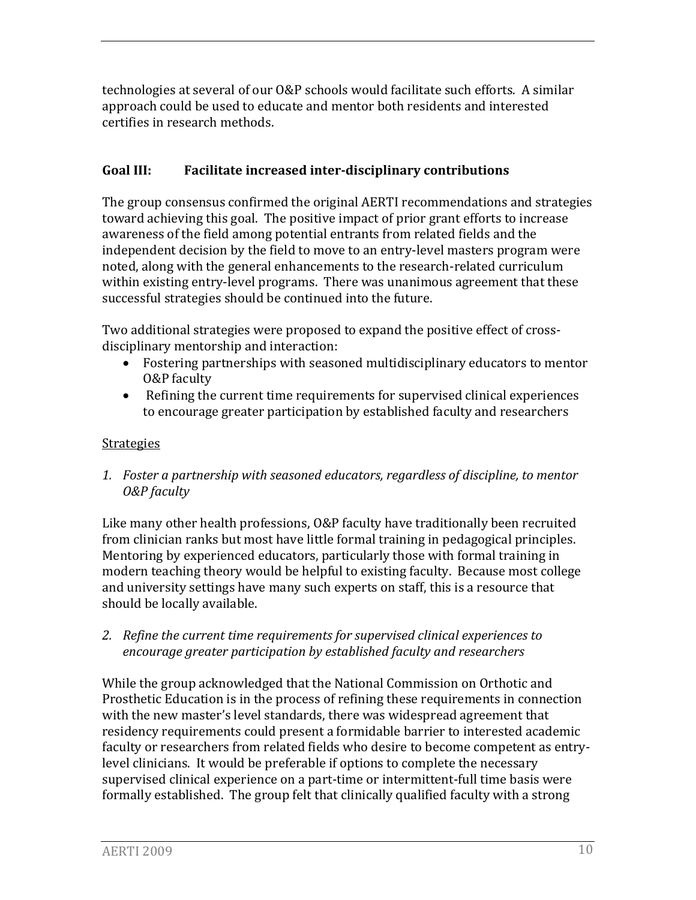technologies at several of our O&P schools would facilitate such efforts. A similar approach could be used to educate and mentor both residents and interested certifies in research methods.

## Goal III: Facilitate increased inter-disciplinary contributions

The group consensus confirmed the original AERTI recommendations and strategies toward achieving this goal. The positive impact of prior grant efforts to increase awareness of the field among potential entrants from related fields and the independent decision by the field to move to an entry-level masters program were noted, along with the general enhancements to the research-related curriculum within existing entry-level programs. There was unanimous agreement that these successful strategies should be continued into the future.

Two additional strategies were proposed to expand the positive effect of cross-disciplinary mentorship and interaction:

- Fostering partnerships with seasoned multidisciplinary educators to mentor O&P faculty
- Refining the current time requirements for supervised clinical experiences to encourage greater participation by established faculty and researchers

<u>Strategies</u>

1. *Foster a partnership with seasoned educators, regardless of discipline, to mentor O&P faculty*

Like many other health professions, O&P faculty have traditionally been recruited from clinician ranks but most have little formal training in pedagogical principles. Mentoring by experienced educators, particularly those with formal training in modern teaching theory would be helpful to existing faculty. Because most college and university settings have many such experts on staff, this is a resource that should be locally available.

2. *Refine the current time requirements for supervised clinical experiences to encourage greater participation by established faculty and researchers*

While the group acknowledged that the National Commission on Orthotic and Prosthetic Education is in the process of refining these requirements in connection with the new master's level standards, there was widespread agreement that residency requirements could present a formidable barrier to interested academic faculty or researchers from related fields who desire to become competent as entry-level clinicians. It would be preferable if options to complete the necessary supervised clinical experience on a part-time or intermittent-full time basis were formally established. The group felt that clinically qualified faculty with a strong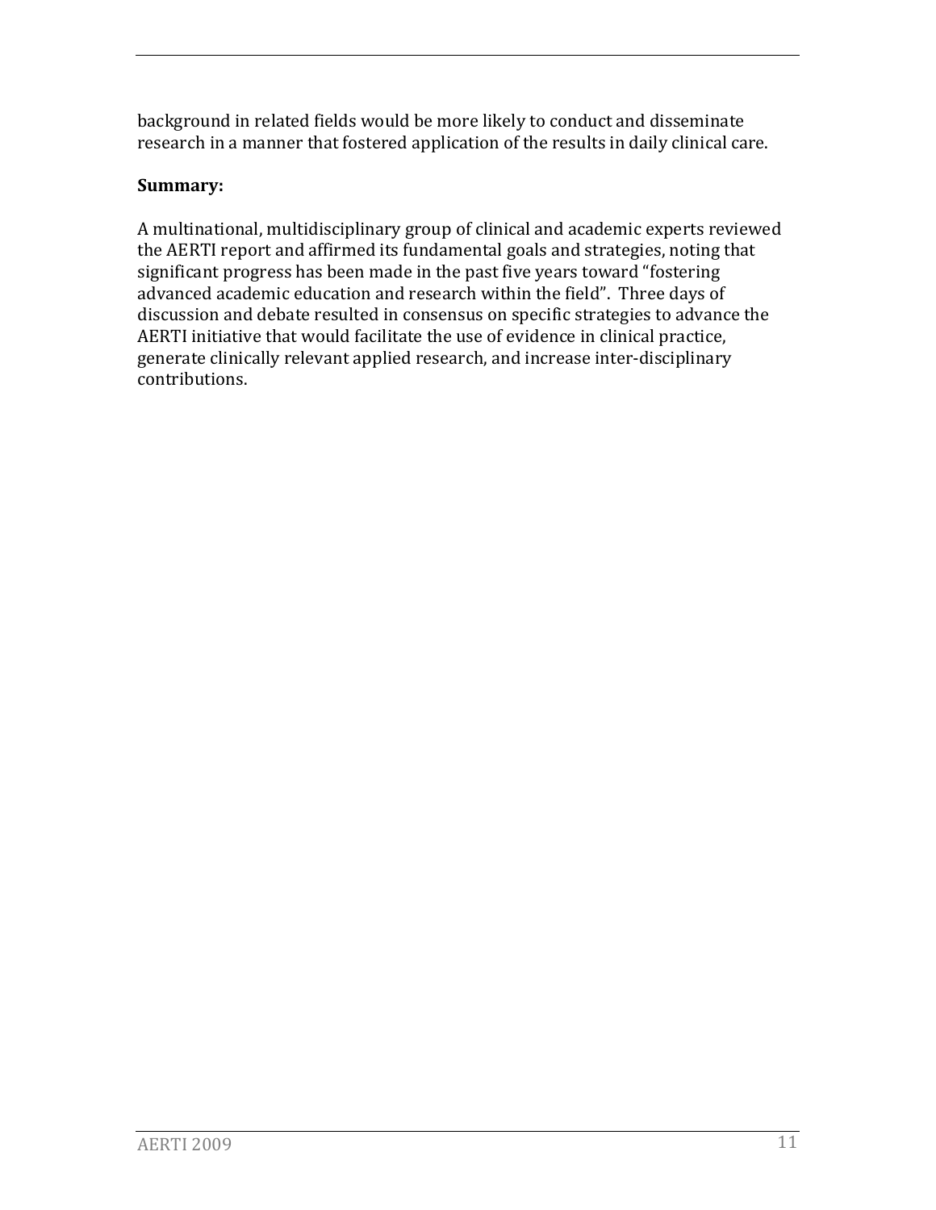background in related fields would be more likely to conduct and disseminate research in a manner that fostered application of the results in daily clinical care.

**Summary:**

A multinational, multidisciplinary group of clinical and academic experts reviewed the AERTI report and affirmed its fundamental goals and strategies, noting that significant progress has been made in the past five years toward "fostering advanced academic education and research within the field". Three days of discussion and debate resulted in consensus on specific strategies to advance the AERTI initiative that would facilitate the use of evidence in clinical practice, generate clinically relevant applied research, and increase inter-disciplinary contributions.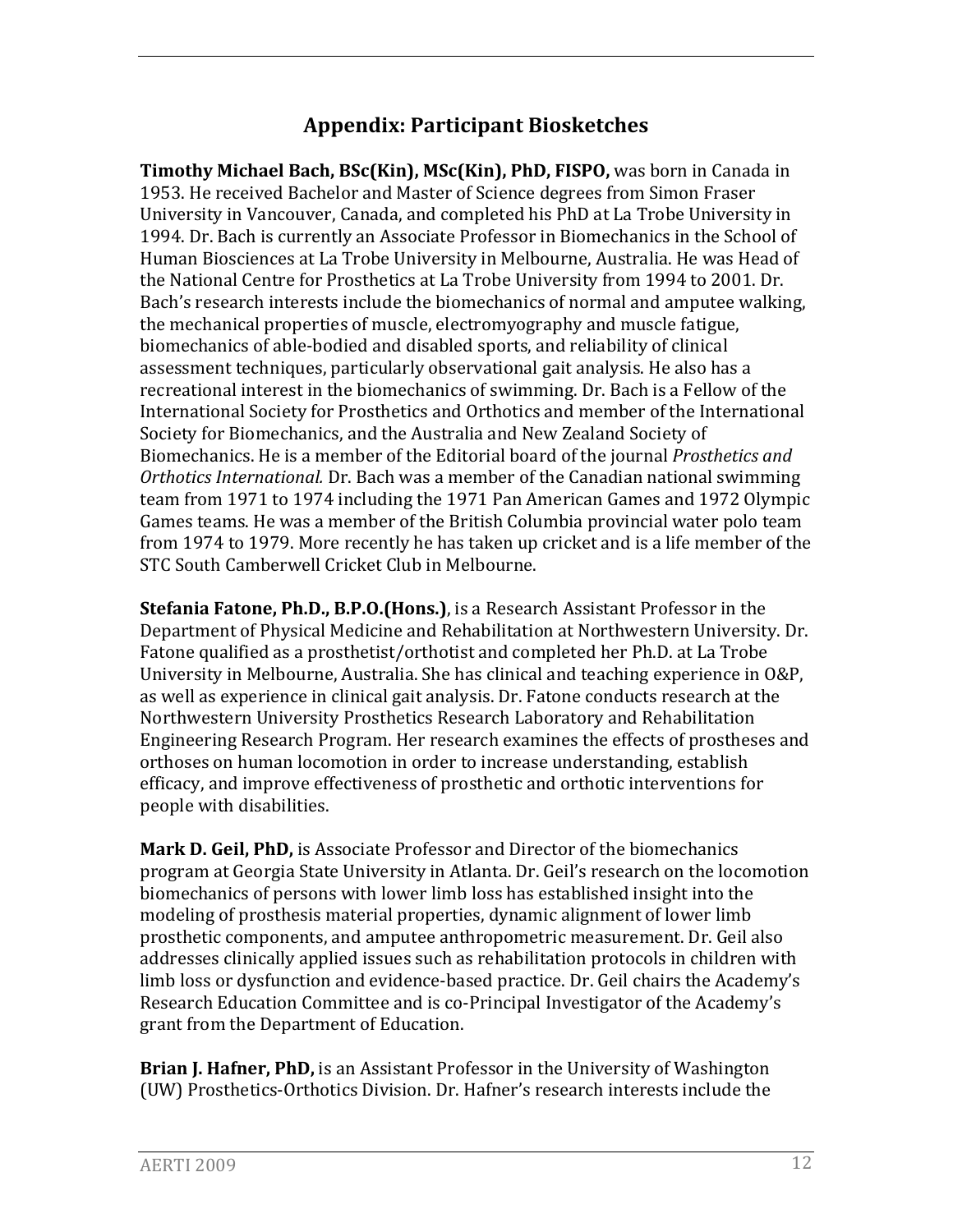# Appendix: Participant Biosketches

**Timothy Michael Bach, BSc(Kin), MSc(Kin), PhD, FISPO,** was born in Canada in 1953. He received Bachelor and Master of Science degrees from Simon Fraser University in Vancouver, Canada, and completed his PhD at La Trobe University in 1994. Dr. Bach is currently an Associate Professor in Biomechanics in the School of Human Biosciences at La Trobe University in Melbourne, Australia. He was Head of the National Centre for Prosthetics at La Trobe University from 1994 to 2001. Dr. Bach's research interests include the biomechanics of normal and amputee walking, the mechanical properties of muscle, electromyography and muscle fatigue, biomechanics of able-bodied and disabled sports, and reliability of clinical assessment techniques, particularly observational gait analysis. He also has a recreational interest in the biomechanics of swimming. Dr. Bach is a Fellow of the International Society for Prosthetics and Orthotics and member of the International Society for Biomechanics, and the Australia and New Zealand Society of Biomechanics. He is a member of the Editorial board of the journal *Prosthetics and Orthotics International.* Dr. Bach was a member of the Canadian national swimming team from 1971 to 1974 including the 1971 Pan American Games and 1972 Olympic Games teams. He was a member of the British Columbia provincial water polo team from 1974 to 1979. More recently he has taken up cricket and is a life member of the STC South Camberwell Cricket Club in Melbourne.

**Stefania Fatone, Ph.D., B.P.O.(Hons.)**, is a Research Assistant Professor in the Department of Physical Medicine and Rehabilitation at Northwestern University. Dr. Fatone qualified as a prosthetist/orthotist and completed her Ph.D. at La Trobe University in Melbourne, Australia. She has clinical and teaching experience in O&P, as well as experience in clinical gait analysis. Dr. Fatone conducts research at the Northwestern University Prosthetics Research Laboratory and Rehabilitation Engineering Research Program. Her research examines the effects of prostheses and orthoses on human locomotion in order to increase understanding, establish efficacy, and improve effectiveness of prosthetic and orthotic interventions for people with disabilities.

**Mark D. Geil, PhD,** is Associate Professor and Director of the biomechanics program at Georgia State University in Atlanta. Dr. Geil's research on the locomotion biomechanics of persons with lower limb loss has established insight into the modeling of prosthesis material properties, dynamic alignment of lower limb prosthetic components, and amputee anthropometric measurement. Dr. Geil also addresses clinically applied issues such as rehabilitation protocols in children with limb loss or dysfunction and evidence-based practice. Dr. Geil chairs the Academy's Research Education Committee and is co-Principal Investigator of the Academy's grant from the Department of Education.

**Brian J. Hafner, PhD,** is an Assistant Professor in the University of Washington (UW) Prosthetics-Orthotics Division. Dr. Hafner's research interests include the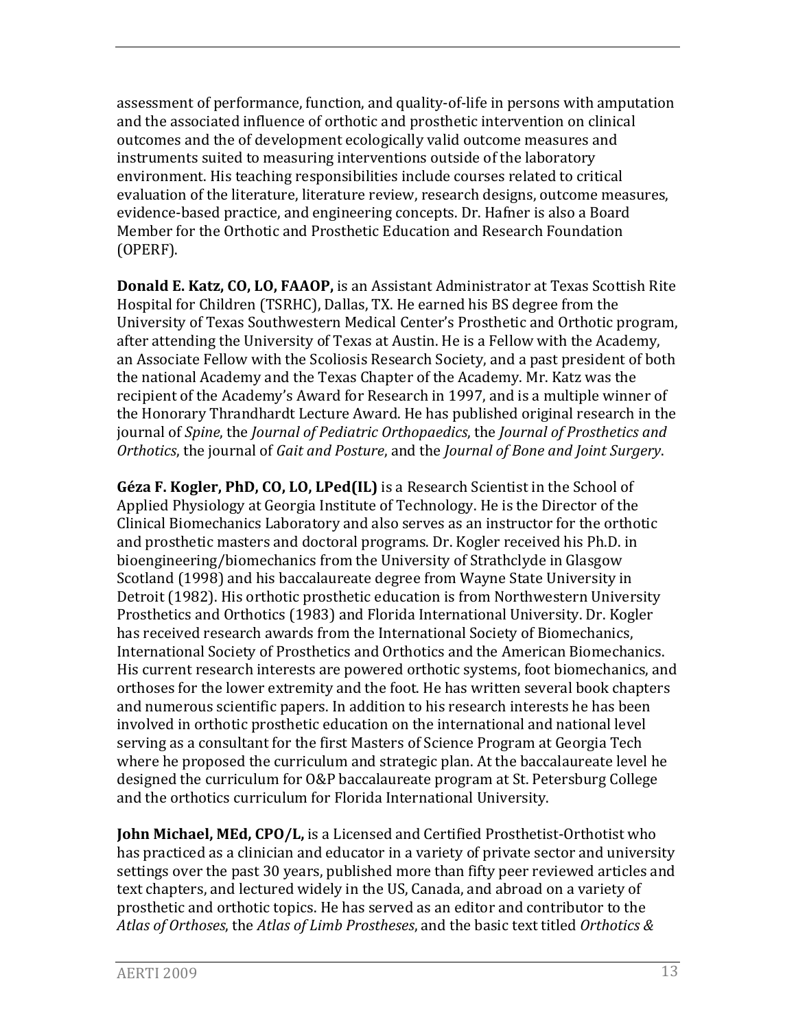assessment of performance, function, and quality-of-life in persons with amputation and the associated influence of orthotic and prosthetic intervention on clinical outcomes and the of development ecologically valid outcome measures and instruments suited to measuring interventions outside of the laboratory environment. His teaching responsibilities include courses related to critical evaluation of the literature, literature review, research designs, outcome measures, evidence-based practice, and engineering concepts. Dr. Hafner is also a Board Member for the Orthotic and Prosthetic Education and Research Foundation (OPERF).

**Donald E. Katz, CO, LO, FAAOP,** is an Assistant Administrator at Texas Scottish Rite Hospital for Children (TSRHC), Dallas, TX. He earned his BS degree from the University of Texas Southwestern Medical Center's Prosthetic and Orthotic program, after attending the University of Texas at Austin. He is a Fellow with the Academy, an Associate Fellow with the Scoliosis Research Society, and a past president of both the national Academy and the Texas Chapter of the Academy. Mr. Katz was the recipient of the Academy's Award for Research in 1997, and is a multiple winner of the Honorary Thrandhardt Lecture Award. He has published original research in the journal of *Spine*, the *Journal of Pediatric Orthopaedics*, the *Journal of Prosthetics and Orthotics*, the journal of *Gait and Posture*, and the *Journal of Bone and Joint Surgery*.

**Géza F. Kogler, PhD, CO, LO, LPed(IL)** is a Research Scientist in the School of Applied Physiology at Georgia Institute of Technology. He is the Director of the Clinical Biomechanics Laboratory and also serves as an instructor for the orthotic and prosthetic masters and doctoral programs. Dr. Kogler received his Ph.D. in bioengineering/biomechanics from the University of Strathclyde in Glasgow Scotland (1998) and his baccalaureate degree from Wayne State University in Detroit (1982). His orthotic prosthetic education is from Northwestern University Prosthetics and Orthotics (1983) and Florida International University. Dr. Kogler has received research awards from the International Society of Biomechanics, International Society of Prosthetics and Orthotics and the American Biomechanics. His current research interests are powered orthotic systems, foot biomechanics, and orthoses for the lower extremity and the foot. He has written several book chapters and numerous scientific papers. In addition to his research interests he has been involved in orthotic prosthetic education on the international and national level serving as a consultant for the first Masters of Science Program at Georgia Tech where he proposed the curriculum and strategic plan. At the baccalaureate level he designed the curriculum for O&P baccalaureate program at St. Petersburg College and the orthotics curriculum for Florida International University.

**John Michael, MEd, CPO/L,** is a Licensed and Certified Prosthetist-Orthotist who has practiced as a clinician and educator in a variety of private sector and university settings over the past 30 years, published more than fifty peer reviewed articles and text chapters, and lectured widely in the US, Canada, and abroad on a variety of prosthetic and orthotic topics. He has served as an editor and contributor to the *Atlas of Orthoses*, the *Atlas of Limb Prostheses*, and the basic text titled *Orthotics &*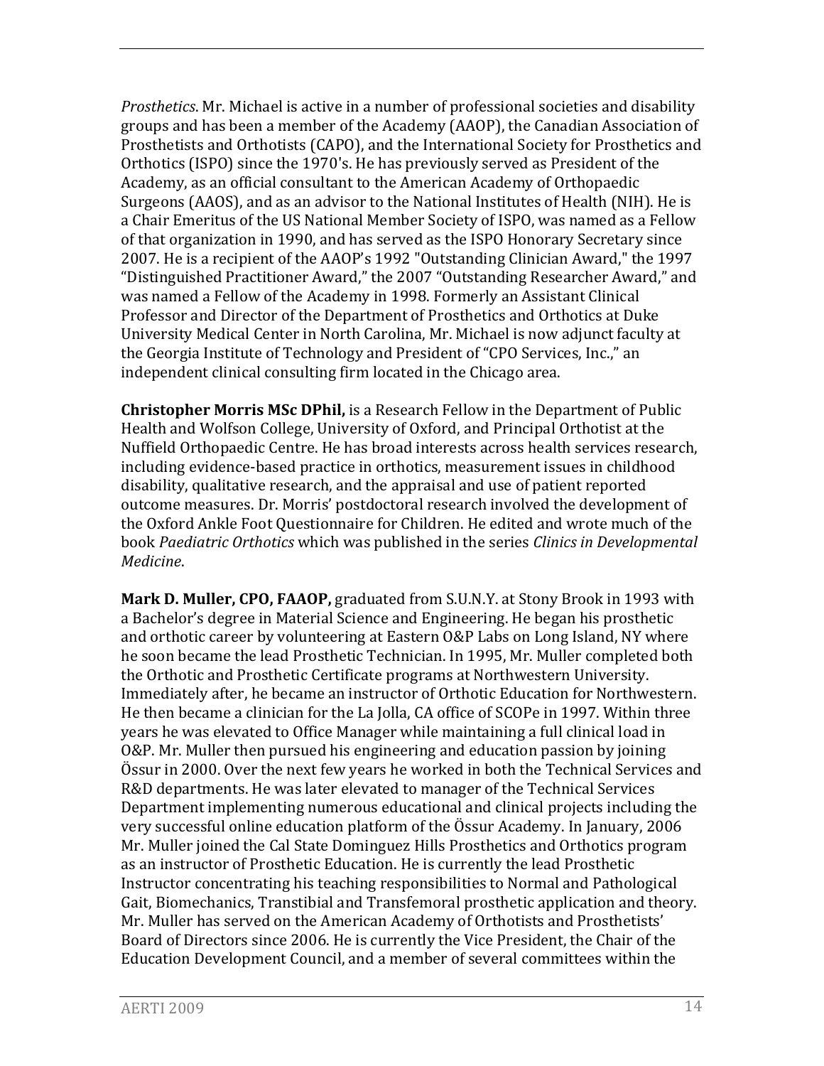*Prosthetics*. Mr. Michael is active in a number of professional societies and disability groups and has been a member of the Academy (AAOP), the Canadian Association of Prosthetists and Orthotists (CAPO), and the International Society for Prosthetics and Orthotics (ISPO) since the 1970's. He has previously served as President of the Academy, as an official consultant to the American Academy of Orthopaedic Surgeons (AAOS), and as an advisor to the National Institutes of Health (NIH). He is a Chair Emeritus of the US National Member Society of ISPO, was named as a Fellow of that organization in 1990, and has served as the ISPO Honorary Secretary since 2007. He is a recipient of the AAOP's 1992 "Outstanding Clinician Award," the 1997 "Distinguished Practitioner Award," the 2007 "Outstanding Researcher Award," and was named a Fellow of the Academy in 1998. Formerly an Assistant Clinical Professor and Director of the Department of Prosthetics and Orthotics at Duke University Medical Center in North Carolina, Mr. Michael is now adjunct faculty at the Georgia Institute of Technology and President of "CPO Services, Inc.," an independent clinical consulting firm located in the Chicago area.

**Christopher Morris MSc DPhil,** is a Research Fellow in the Department of Public Health and Wolfson College, University of Oxford, and Principal Orthotist at the Nuffield Orthopaedic Centre. He has broad interests across health services research, including evidence-based practice in orthotics, measurement issues in childhood disability, qualitative research, and the appraisal and use of patient reported outcome measures. Dr. Morris' postdoctoral research involved the development of the Oxford Ankle Foot Questionnaire for Children. He edited and wrote much of the book *Paediatric Orthotics* which was published in the series *Clinics in Developmental Medicine*.

**Mark D. Muller, CPO, FAAOP,** graduated from S.U.N.Y. at Stony Brook in 1993 with a Bachelor's degree in Material Science and Engineering. He began his prosthetic and orthotic career by volunteering at Eastern O&P Labs on Long Island, NY where he soon became the lead Prosthetic Technician. In 1995, Mr. Muller completed both the Orthotic and Prosthetic Certificate programs at Northwestern University. Immediately after, he became an instructor of Orthotic Education for Northwestern. He then became a clinician for the La Jolla, CA office of SCOPe in 1997. Within three years he was elevated to Office Manager while maintaining a full clinical load in O&P. Mr. Muller then pursued his engineering and education passion by joining Össur in 2000. Over the next few years he worked in both the Technical Services and R&D departments. He was later elevated to manager of the Technical Services Department implementing numerous educational and clinical projects including the very successful online education platform of the Össur Academy. In January, 2006 Mr. Muller joined the Cal State Dominguez Hills Prosthetics and Orthotics program as an instructor of Prosthetic Education. He is currently the lead Prosthetic Instructor concentrating his teaching responsibilities to Normal and Pathological Gait, Biomechanics, Transtibial and Transfemoral prosthetic application and theory. Mr. Muller has served on the American Academy of Orthotists and Prosthetists' Board of Directors since 2006. He is currently the Vice President, the Chair of the Education Development Council, and a member of several committees within the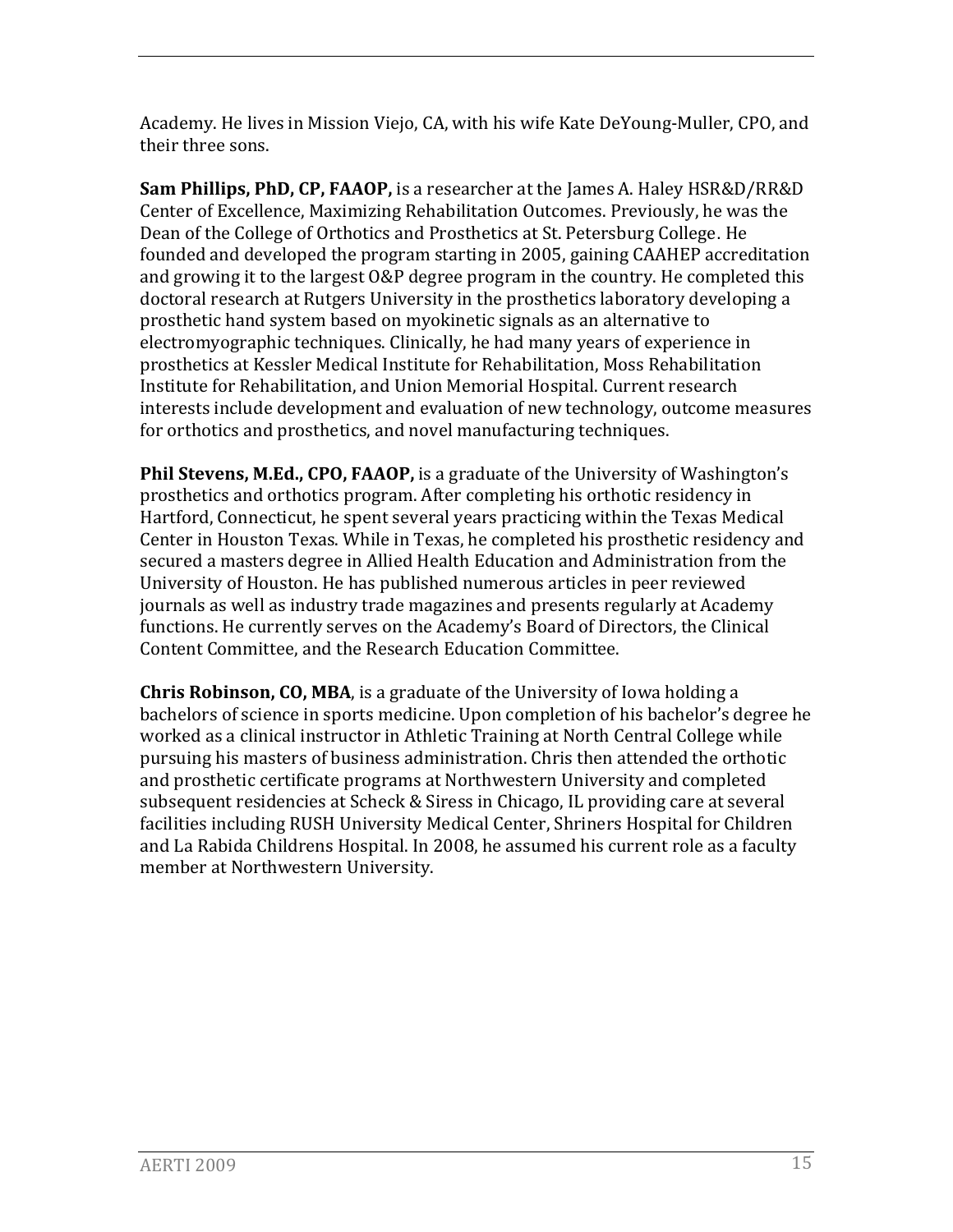Academy. He lives in Mission Viejo, CA, with his wife Kate DeYoung-Muller, CPO, and their three sons.

**Sam Phillips, PhD, CP, FAAOP,** is a researcher at the James A. Haley HSR&D/RR&D Center of Excellence, Maximizing Rehabilitation Outcomes. Previously, he was the Dean of the College of Orthotics and Prosthetics at St. Petersburg College. He founded and developed the program starting in 2005, gaining CAAHEP accreditation and growing it to the largest O&P degree program in the country. He completed this doctoral research at Rutgers University in the prosthetics laboratory developing a prosthetic hand system based on myokinetic signals as an alternative to electromyographic techniques. Clinically, he had many years of experience in prosthetics at Kessler Medical Institute for Rehabilitation, Moss Rehabilitation Institute for Rehabilitation, and Union Memorial Hospital. Current research interests include development and evaluation of new technology, outcome measures for orthotics and prosthetics, and novel manufacturing techniques.

**Phil Stevens, M.Ed., CPO, FAAOP,** is a graduate of the University of Washington's prosthetics and orthotics program. After completing his orthotic residency in Hartford, Connecticut, he spent several years practicing within the Texas Medical Center in Houston Texas. While in Texas, he completed his prosthetic residency and secured a masters degree in Allied Health Education and Administration from the University of Houston. He has published numerous articles in peer reviewed journals as well as industry trade magazines and presents regularly at Academy functions. He currently serves on the Academy's Board of Directors, the Clinical Content Committee, and the Research Education Committee.

**Chris Robinson, CO, MBA**, is a graduate of the University of Iowa holding a bachelors of science in sports medicine. Upon completion of his bachelor's degree he worked as a clinical instructor in Athletic Training at North Central College while pursuing his masters of business administration. Chris then attended the orthotic and prosthetic certificate programs at Northwestern University and completed subsequent residencies at Scheck & Siress in Chicago, IL providing care at several facilities including RUSH University Medical Center, Shriners Hospital for Children and La Rabida Childrens Hospital. In 2008, he assumed his current role as a faculty member at Northwestern University.